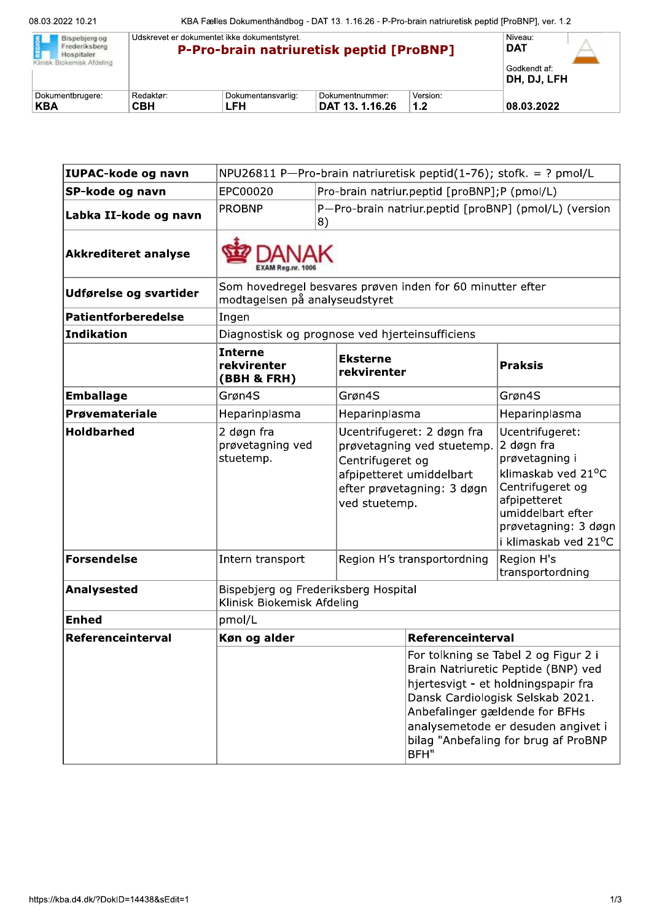| Bispebjerg og Frederiksberg Hospitaler Klinisk Biokemisk Afdeling | Udskrevet er dokumentet ikke dokumentstyret. **P-Pro-brain natriuretisk peptid [ProBNP]** | | | Niveau: **DAT** Godkendt af: **DH, DJ, LFH** |
|---|---|---|---|---|
| Dokumentbrugere: **KBA** | Redaktør: **CBH** | Dokumentansvarlig: **LFH** | Dokumentnummer: **DAT 13. 1.16.26** | Version: **1.2** | **08.03.2022** |

| | | | |
|---|---|---|---|
| **IUPAC-kode og navn** | NPU26811 P—Pro-brain natriuretisk peptid(1-76); stofk. = ? pmol/L | | |
| **SP-kode og navn** | EPC00020 | Pro-brain natriur.peptid [proBNP];P (pmol/L) | |
| **Labka II-kode og navn** | PROBNP | P—Pro-brain natriur.peptid [proBNP] (pmol/L) (version 8) | |
| **Akkrediteret analyse** | DANAK EXAM Reg.nr. 1006 | | |
| **Udførelse og svartider** | Som hovedregel besvares prøven inden for 60 minutter efter modtagelsen på analyseudstyret | | |
| **Patientforberedelse** | Ingen | | |
| **Indikation** | Diagnostisk og prognose ved hjerteinsufficiens | | |
| | **Interne rekvirenter (BBH & FRH)** | **Eksterne rekvirenter** | **Praksis** |
| **Emballage** | Grøn4S | Grøn4S | Grøn4S |
| **Prøvemateriale** | Heparinplasma | Heparinplasma | Heparinplasma |
| **Holdbarhed** | 2 døgn fra prøvetagning ved stuetemp. | Ucentrifugeret: 2 døgn fra prøvetagning ved stuetemp. Centrifugeret og afpipetteret umiddelbart efter prøvetagning: 3 døgn ved stuetemp. | Ucentrifugeret: 2 døgn fra prøvetagning i klimaskab ved 21°C Centrifugeret og afpipetteret umiddelbart efter prøvetagning: 3 døgn i klimaskab ved 21°C |
| **Forsendelse** | Intern transport | Region H's transportordning | Region H's transportordning |
| **Analysested** | Bispebjerg og Frederiksberg Hospital Klinisk Biokemisk Afdeling | | |
| **Enhed** | pmol/L | | |
| **Referenceinterval** | **Køn og alder** | **Referenceinterval** | |
| | | For tolkning se Tabel 2 og Figur 2 i Brain Natriuretic Peptide (BNP) ved hjertesvigt - et holdningspapir fra Dansk Cardiologisk Selskab 2021. Anbefalinger gældende for BFHs analysemetode er desuden angivet i bilag "Anbefaling for brug af ProBNP BFH" | |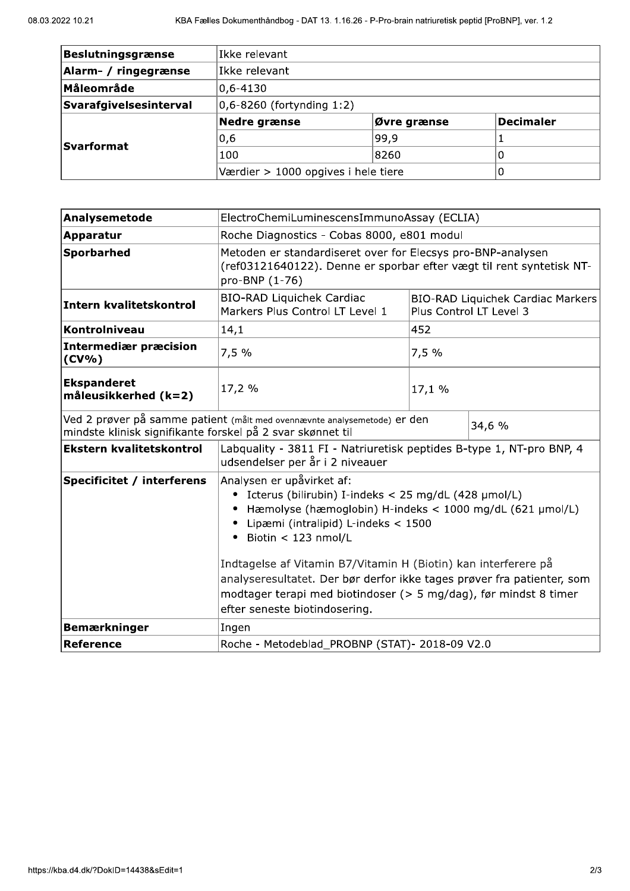| Beslutningsgrænse | Ikke relevant | | |
|---|---|---|---|
| **Alarm- / ringegrænse** | Ikke relevant | | |
| **Måleområde** | 0,6-4130 | | |
| **Svarafgivelsesinterval** | 0,6-8260 (fortynding 1:2) | | |
| **Svarformat** | **Nedre grænse** | **Øvre grænse** | **Decimaler** |
| | 0,6 | 99,9 | 1 |
| | 100 | 8260 | 0 |
| | Værdier > 1000 opgives i hele tiere | | 0 |

| Analysemetode | ElectroChemiLuminescensImmunoAssay (ECLIA) | |
|---|---|---|
| **Apparatur** | Roche Diagnostics - Cobas 8000, e801 modul | |
| **Sporbarhed** | Metoden er standardiseret over for Elecsys pro-BNP-analysen (ref03121640122). Denne er sporbar efter vægt til rent syntetisk NT-pro-BNP (1-76) | |
| **Intern kvalitetskontrol** | BIO-RAD Liquichek Cardiac Markers Plus Control LT Level 1 | BIO-RAD Liquichek Cardiac Markers Plus Control LT Level 3 |
| **Kontrolniveau** | 14,1 | 452 |
| **Intermediær præcision (CV%)** | 7,5 % | 7,5 % |
| **Ekspanderet måleusikkerhed (k=2)** | 17,2 % | 17,1 % |
| Ved 2 prøver på samme patient (målt med ovennævnte analysemetode) er den mindste klinisk signifikante forskel på 2 svar skønnet til | | 34,6 % |
| **Ekstern kvalitetskontrol** | Labquality - 3811 FI - Natriuretisk peptides B-type 1, NT-pro BNP, 4 udsendelser per år i 2 niveauer | |
| **Specificitet / interferens** | Analysen er upåvirket af:<br>• Icterus (bilirubin) I-indeks < 25 mg/dL (428 µmol/L)<br>• Hæmolyse (hæmoglobin) H-indeks < 1000 mg/dL (621 µmol/L)<br>• Lipæmi (intralipid) L-indeks < 1500<br>• Biotin < 123 nmol/L<br><br>Indtagelse af Vitamin B7/Vitamin H (Biotin) kan interferere på analyseresultatet. Der bør derfor ikke tages prøver fra patienter, som modtager terapi med biotindoser (> 5 mg/dag), før mindst 8 timer efter seneste biotindosering. | |
| **Bemærkninger** | Ingen | |
| **Reference** | Roche - Metodeblad_PROBNP (STAT)- 2018-09 V2.0 | |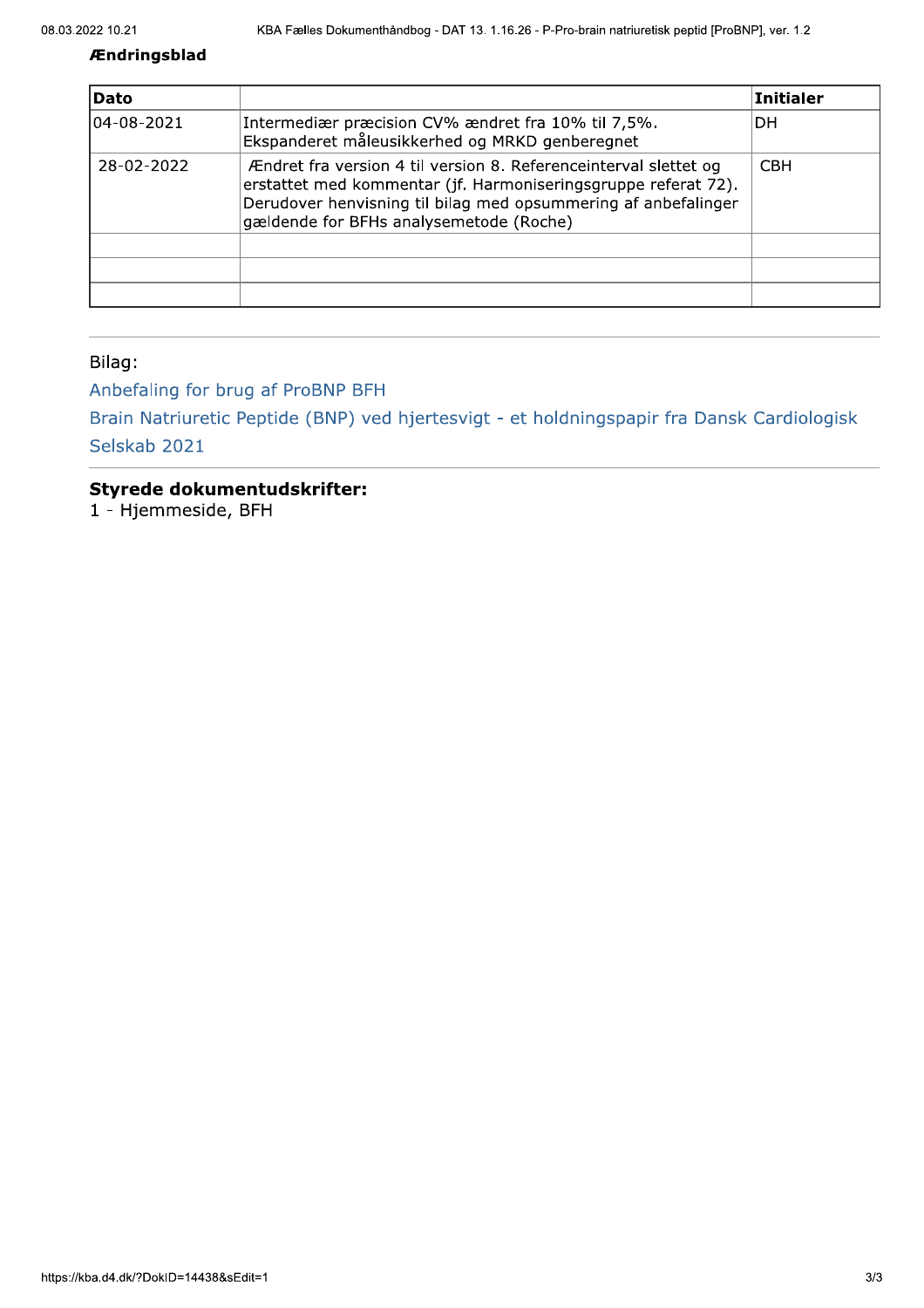**Ændringsblad**

| Dato | | Initialer |
|---|---|---|
| 04-08-2021 | Intermediær præcision CV% ændret fra 10% til 7,5%. Ekspanderet måleusikkerhed og MRKD genberegnet | DH |
| 28-02-2022 | Ændret fra version 4 til version 8. Referenceinterval slettet og erstattet med kommentar (jf. Harmoniseringsgruppe referat 72). Derudover henvisning til bilag med opsummering af anbefalinger gældende for BFHs analysemetode (Roche) | CBH |
| | | |
| | | |
| | | |

---

Bilag:

Anbefaling for brug af ProBNP BFH

Brain Natriuretic Peptide (BNP) ved hjertesvigt - et holdningspapir fra Dansk Cardiologisk Selskab 2021

---

**Styrede dokumentudskrifter:**

1 - Hjemmeside, BFH